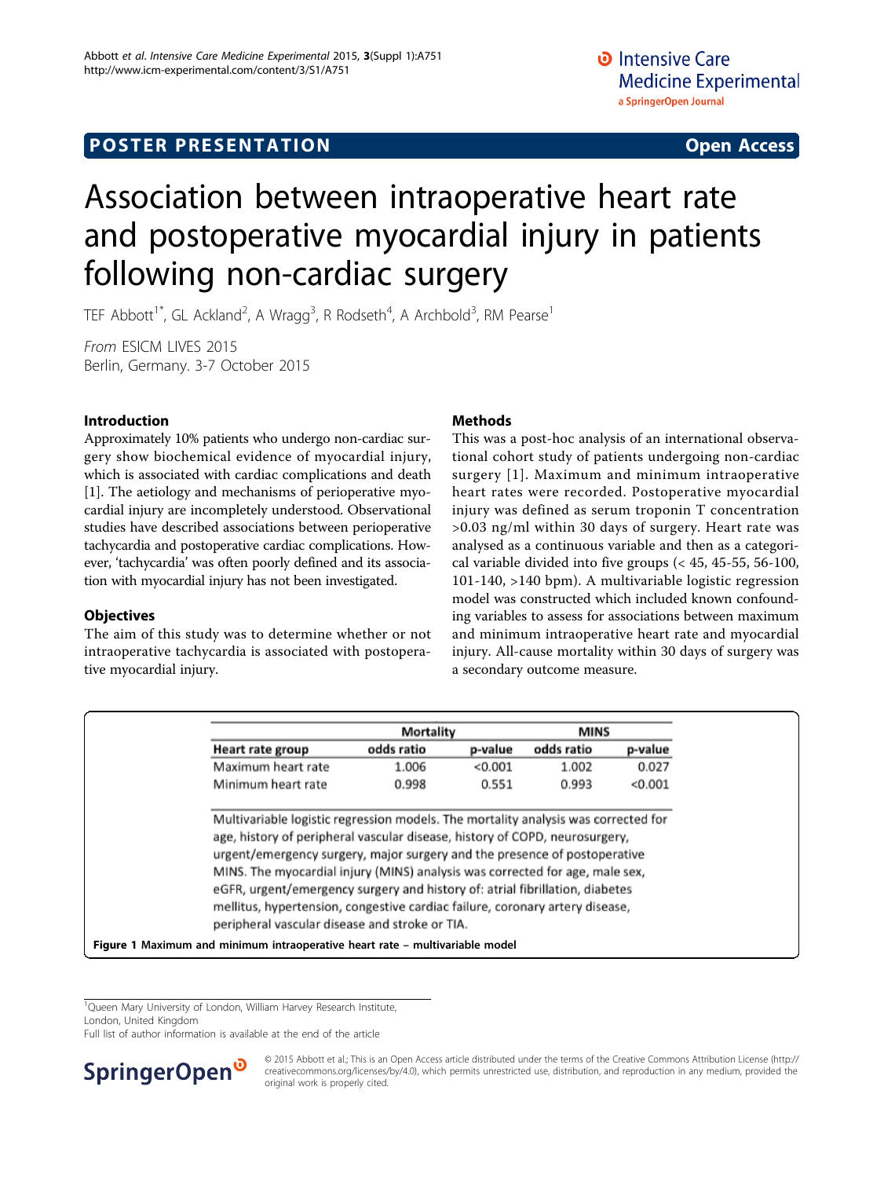POSTER PRESENTATION Open Access

# Association between intraoperative heart rate and postoperative myocardial injury in patients following non-cardiac surgery

TEF Abbott[1*], GL Ackland[2], A Wragg[3], R Rodseth[4], A Archbold[3], RM Pearse[1]

*From* ESICM LIVES 2015
Berlin, Germany. 3-7 October 2015

## Introduction

Approximately 10% patients who undergo non-cardiac surgery show biochemical evidence of myocardial injury, which is associated with cardiac complications and death [1]. The aetiology and mechanisms of perioperative myocardial injury are incompletely understood. Observational studies have described associations between perioperative tachycardia and postoperative cardiac complications. However, 'tachycardia' was often poorly defined and its association with myocardial injury has not been investigated.

## Objectives

The aim of this study was to determine whether or not intraoperative tachycardia is associated with postoperative myocardial injury.

## Methods

This was a post-hoc analysis of an international observational cohort study of patients undergoing non-cardiac surgery [1]. Maximum and minimum intraoperative heart rates were recorded. Postoperative myocardial injury was defined as serum troponin T concentration >0.03 ng/ml within 30 days of surgery. Heart rate was analysed as a continuous variable and then as a categorical variable divided into five groups (< 45, 45-55, 56-100, 101-140, >140 bpm). A multivariable logistic regression model was constructed which included known confounding variables to assess for associations between maximum and minimum intraoperative heart rate and myocardial injury. All-cause mortality within 30 days of surgery was a secondary outcome measure.

| | Mortality | | MINS | |
|---|---|---|---|---|
| Heart rate group | odds ratio | p-value | odds ratio | p-value |
| Maximum heart rate | 1.006 | <0.001 | 1.002 | 0.027 |
| Minimum heart rate | 0.998 | 0.551 | 0.993 | <0.001 |

Multivariable logistic regression models. The mortality analysis was corrected for age, history of peripheral vascular disease, history of COPD, neurosurgery, urgent/emergency surgery, major surgery and the presence of postoperative MINS. The myocardial injury (MINS) analysis was corrected for age, male sex, eGFR, urgent/emergency surgery and history of: atrial fibrillation, diabetes mellitus, hypertension, congestive cardiac failure, coronary artery disease, peripheral vascular disease and stroke or TIA.

**Figure 1 Maximum and minimum intraoperative heart rate – multivariable model**

[1]Queen Mary University of London, William Harvey Research Institute, London, United Kingdom
Full list of author information is available at the end of the article

© 2015 Abbott et al.; This is an Open Access article distributed under the terms of the Creative Commons Attribution License (http://creativecommons.org/licenses/by/4.0), which permits unrestricted use, distribution, and reproduction in any medium, provided the original work is properly cited.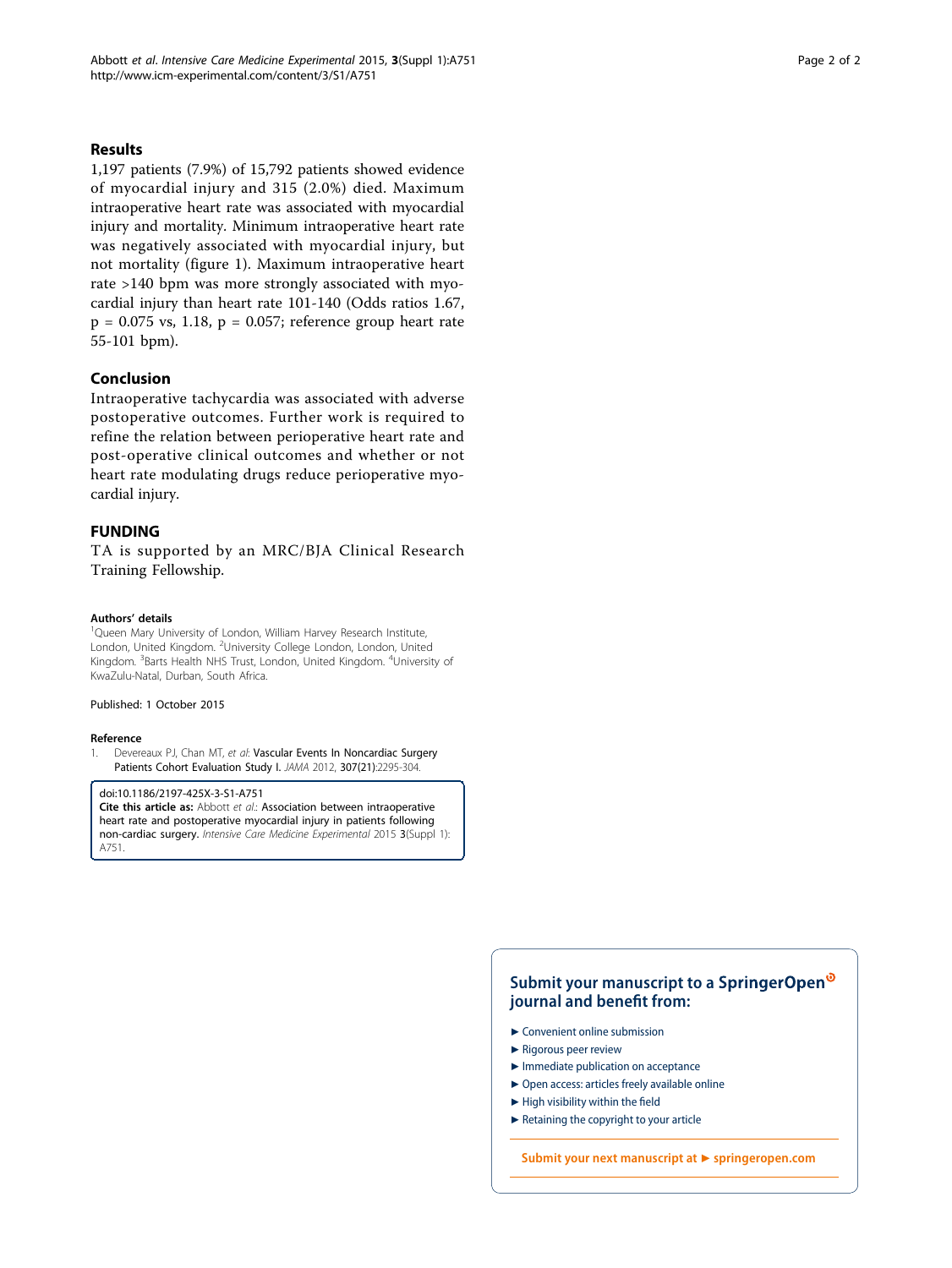## Results

1,197 patients (7.9%) of 15,792 patients showed evidence of myocardial injury and 315 (2.0%) died. Maximum intraoperative heart rate was associated with myocardial injury and mortality. Minimum intraoperative heart rate was negatively associated with myocardial injury, but not mortality (figure 1). Maximum intraoperative heart rate >140 bpm was more strongly associated with myocardial injury than heart rate 101-140 (Odds ratios 1.67, $p = 0.075$ vs, 1.18, $p = 0.057$; reference group heart rate 55-101 bpm).

## Conclusion

Intraoperative tachycardia was associated with adverse postoperative outcomes. Further work is required to refine the relation between perioperative heart rate and post-operative clinical outcomes and whether or not heart rate modulating drugs reduce perioperative myocardial injury.

## FUNDING

TA is supported by an MRC/BJA Clinical Research Training Fellowship.

#### Authors' details

[1]Queen Mary University of London, William Harvey Research Institute, London, United Kingdom. [2]University College London, London, United Kingdom. [3]Barts Health NHS Trust, London, United Kingdom. [4]University of KwaZulu-Natal, Durban, South Africa.

Published: 1 October 2015

#### Reference

1. Devereaux PJ, Chan MT, *et al*: **Vascular Events In Noncardiac Surgery Patients Cohort Evaluation Study I.** *JAMA* 2012, **307(21)**:2295-304.

doi:10.1186/2197-425X-3-S1-A751
**Cite this article as:** Abbott *et al.*: **Association between intraoperative heart rate and postoperative myocardial injury in patients following non-cardiac surgery.** *Intensive Care Medicine Experimental* 2015 **3**(Suppl 1): A751.

**Submit your manuscript to a SpringerOpen journal and benefit from:**

- ► Convenient online submission
- ► Rigorous peer review
- ► Immediate publication on acceptance
- ► Open access: articles freely available online
- ► High visibility within the field
- ► Retaining the copyright to your article

**Submit your next manuscript at ► springeropen.com**